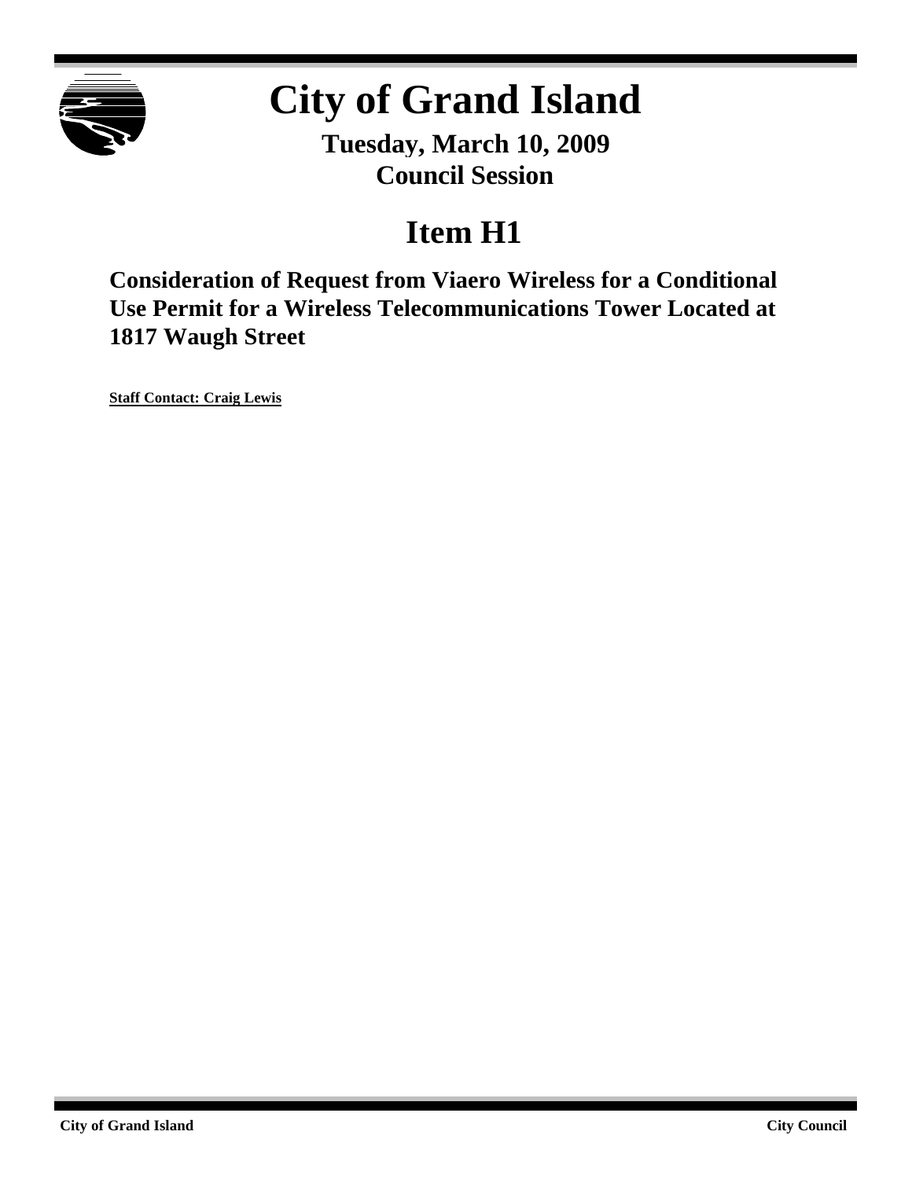# City of Grand Island

**Tuesday, March 10, 2009**
**Council Session**

## Item H1

### Consideration of Request from Viaero Wireless for a Conditional Use Permit for a Wireless Telecommunications Tower Located at 1817 Waugh Street

**Staff Contact: Craig Lewis**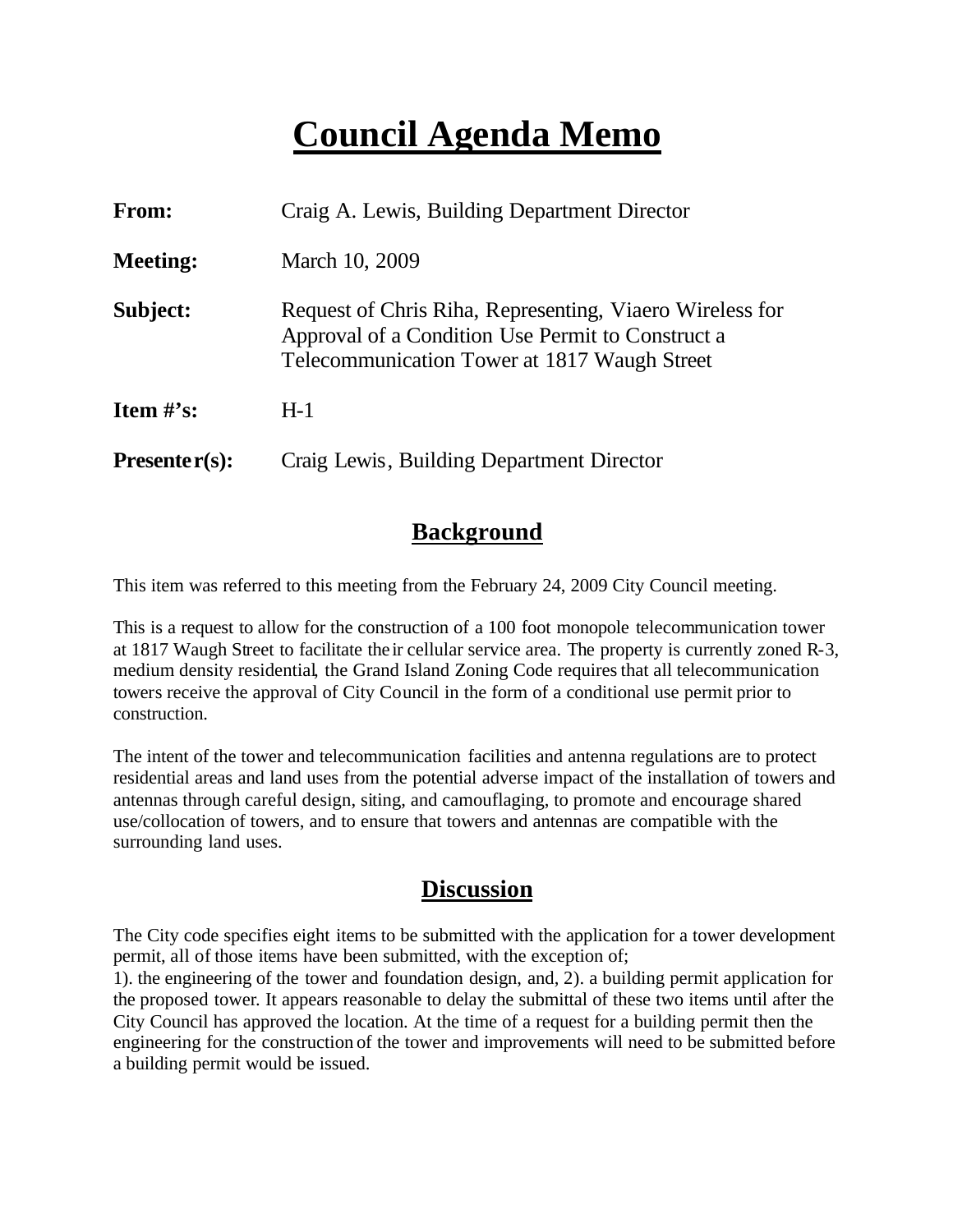# Council Agenda Memo

| | |
|---|---|
| **From:** | Craig A. Lewis, Building Department Director |
| **Meeting:** | March 10, 2009 |
| **Subject:** | Request of Chris Riha, Representing, Viaero Wireless for Approval of a Condition Use Permit to Construct a Telecommunication Tower at 1817 Waugh Street |
| **Item #'s:** | H-1 |
| **Presenter(s):** | Craig Lewis, Building Department Director |

## Background

This item was referred to this meeting from the February 24, 2009 City Council meeting.

This is a request to allow for the construction of a 100 foot monopole telecommunication tower at 1817 Waugh Street to facilitate their cellular service area. The property is currently zoned R-3, medium density residential, the Grand Island Zoning Code requires that all telecommunication towers receive the approval of City Council in the form of a conditional use permit prior to construction.

The intent of the tower and telecommunication facilities and antenna regulations are to protect residential areas and land uses from the potential adverse impact of the installation of towers and antennas through careful design, siting, and camouflaging, to promote and encourage shared use/collocation of towers, and to ensure that towers and antennas are compatible with the surrounding land uses.

## Discussion

The City code specifies eight items to be submitted with the application for a tower development permit, all of those items have been submitted, with the exception of;
1). the engineering of the tower and foundation design, and, 2). a building permit application for the proposed tower. It appears reasonable to delay the submittal of these two items until after the City Council has approved the location. At the time of a request for a building permit then the engineering for the construction of the tower and improvements will need to be submitted before a building permit would be issued.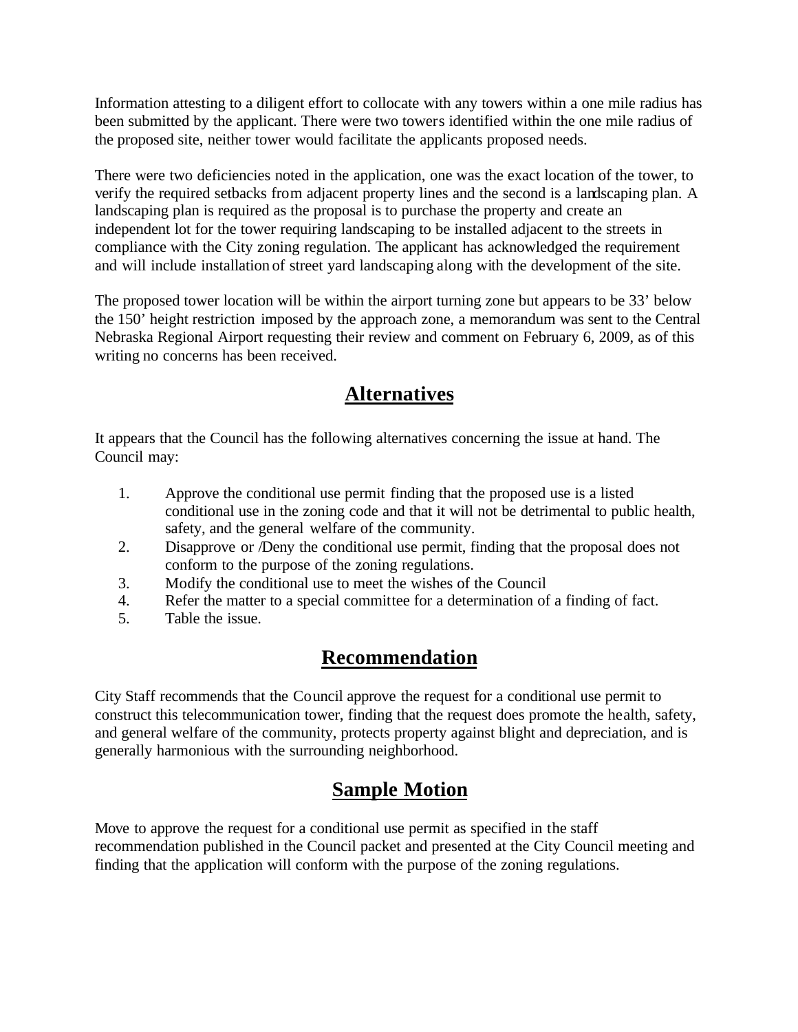Information attesting to a diligent effort to collocate with any towers within a one mile radius has been submitted by the applicant. There were two towers identified within the one mile radius of the proposed site, neither tower would facilitate the applicants proposed needs.

There were two deficiencies noted in the application, one was the exact location of the tower, to verify the required setbacks from adjacent property lines and the second is a landscaping plan. A landscaping plan is required as the proposal is to purchase the property and create an independent lot for the tower requiring landscaping to be installed adjacent to the streets in compliance with the City zoning regulation. The applicant has acknowledged the requirement and will include installation of street yard landscaping along with the development of the site.

The proposed tower location will be within the airport turning zone but appears to be 33' below the 150' height restriction imposed by the approach zone, a memorandum was sent to the Central Nebraska Regional Airport requesting their review and comment on February 6, 2009, as of this writing no concerns has been received.

## Alternatives

It appears that the Council has the following alternatives concerning the issue at hand. The Council may:

1. Approve the conditional use permit finding that the proposed use is a listed conditional use in the zoning code and that it will not be detrimental to public health, safety, and the general welfare of the community.
2. Disapprove or /Deny the conditional use permit, finding that the proposal does not conform to the purpose of the zoning regulations.
3. Modify the conditional use to meet the wishes of the Council
4. Refer the matter to a special committee for a determination of a finding of fact.
5. Table the issue.

## Recommendation

City Staff recommends that the Council approve the request for a conditional use permit to construct this telecommunication tower, finding that the request does promote the health, safety, and general welfare of the community, protects property against blight and depreciation, and is generally harmonious with the surrounding neighborhood.

## Sample Motion

Move to approve the request for a conditional use permit as specified in the staff recommendation published in the Council packet and presented at the City Council meeting and finding that the application will conform with the purpose of the zoning regulations.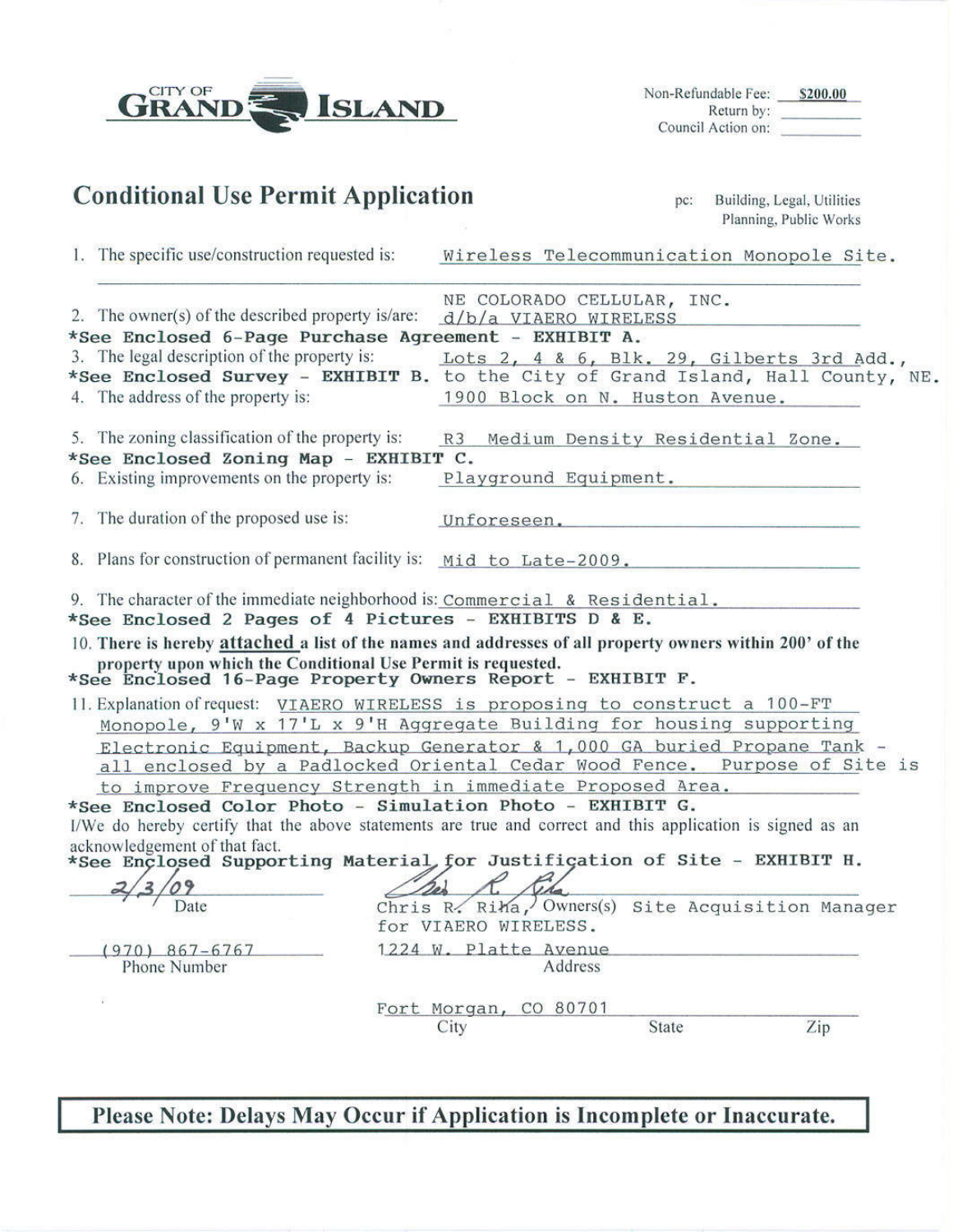CITY OF **GRAND ISLAND**

Non-Refundable Fee: **$200.00**
Return by: ________
Council Action on: ________

# Conditional Use Permit Application

pc: Building, Legal, Utilities Planning, Public Works

1. The specific use/construction requested is: Wireless Telecommunication Monopole Site.

2. The owner(s) of the described property is/are: NE COLORADO CELLULAR, INC. d/b/a VIAERO WIRELESS

*See Enclosed 6-Page Purchase Agreement - EXHIBIT A.

3. The legal description of the property is: Lots 2, 4 & 6, Blk. 29, Gilberts 3rd Add., to the City of Grand Island, Hall County, NE.

*See Enclosed Survey - EXHIBIT B.

4. The address of the property is: 1900 Block on N. Huston Avenue.

5. The zoning classification of the property is: R3 Medium Density Residential Zone.

*See Enclosed Zoning Map - EXHIBIT C.

6. Existing improvements on the property is: Playground Equipment.

7. The duration of the proposed use is: Unforeseen.

8. Plans for construction of permanent facility is: Mid to Late-2009.

9. The character of the immediate neighborhood is: Commercial & Residential.

*See Enclosed 2 Pages of 4 Pictures - EXHIBITS D & E.

10. **There is hereby attached a list of the names and addresses of all property owners within 200' of the property upon which the Conditional Use Permit is requested.**

*See Enclosed 16-Page Property Owners Report - EXHIBIT F.

11. Explanation of request: VIAERO WIRELESS is proposing to construct a 100-FT Monopole, 9'W x 17'L x 9'H Aggregate Building for housing supporting Electronic Equipment, Backup Generator & 1,000 GA buried Propane Tank - all enclosed by a Padlocked Oriental Cedar Wood Fence. Purpose of Site is to improve Frequency Strength in immediate Proposed Area.

*See Enclosed Color Photo - Simulation Photo - EXHIBIT G.

I/We do hereby certify that the above statements are true and correct and this application is signed as an acknowledgement of that fact.

*See Enclosed Supporting Material for Justification of Site - EXHIBIT H.

2/3/09
Date

Chris R. Riha, Owners(s) Site Acquisition Manager for VIAERO WIRELESS.

(970) 867-6767
Phone Number

1224 W. Platte Avenue
Address

Fort Morgan, CO 80701
City State Zip

**Please Note: Delays May Occur if Application is Incomplete or Inaccurate.**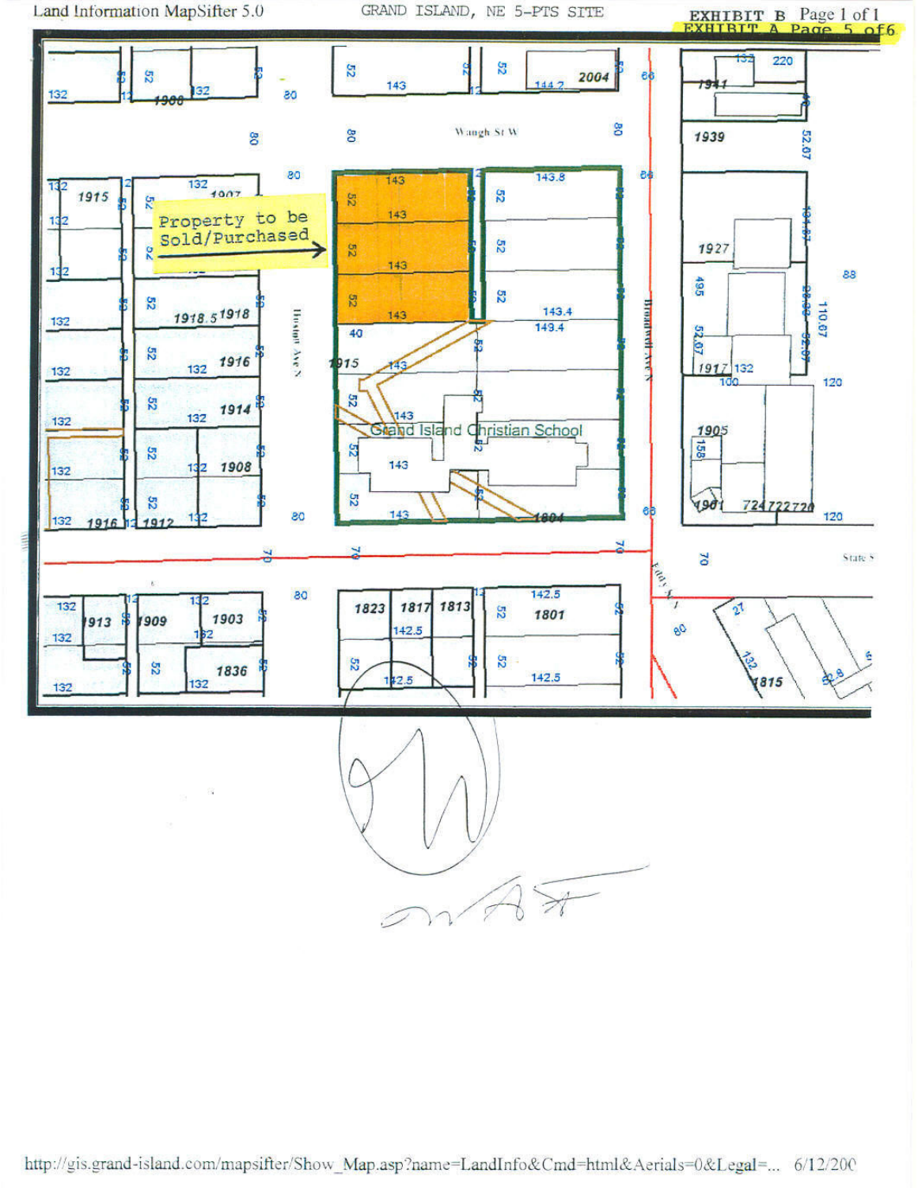Land Information MapSifter 5.0

GRAND ISLAND, NE 5-PTS SITE

EXHIBIT B Page 1 of 1

EXHIBIT A Page 5 of 6

Property to be Sold/Purchased

Waugh St W

Huston Ave N

Broadwell Ave N

Grand Island Christian School

State St

Eddy St

http://gis.grand-island.com/mapsifter/Show_Map.asp?name=LandInfo&Cmd=html&Aerials=0&Legal=... 6/12/200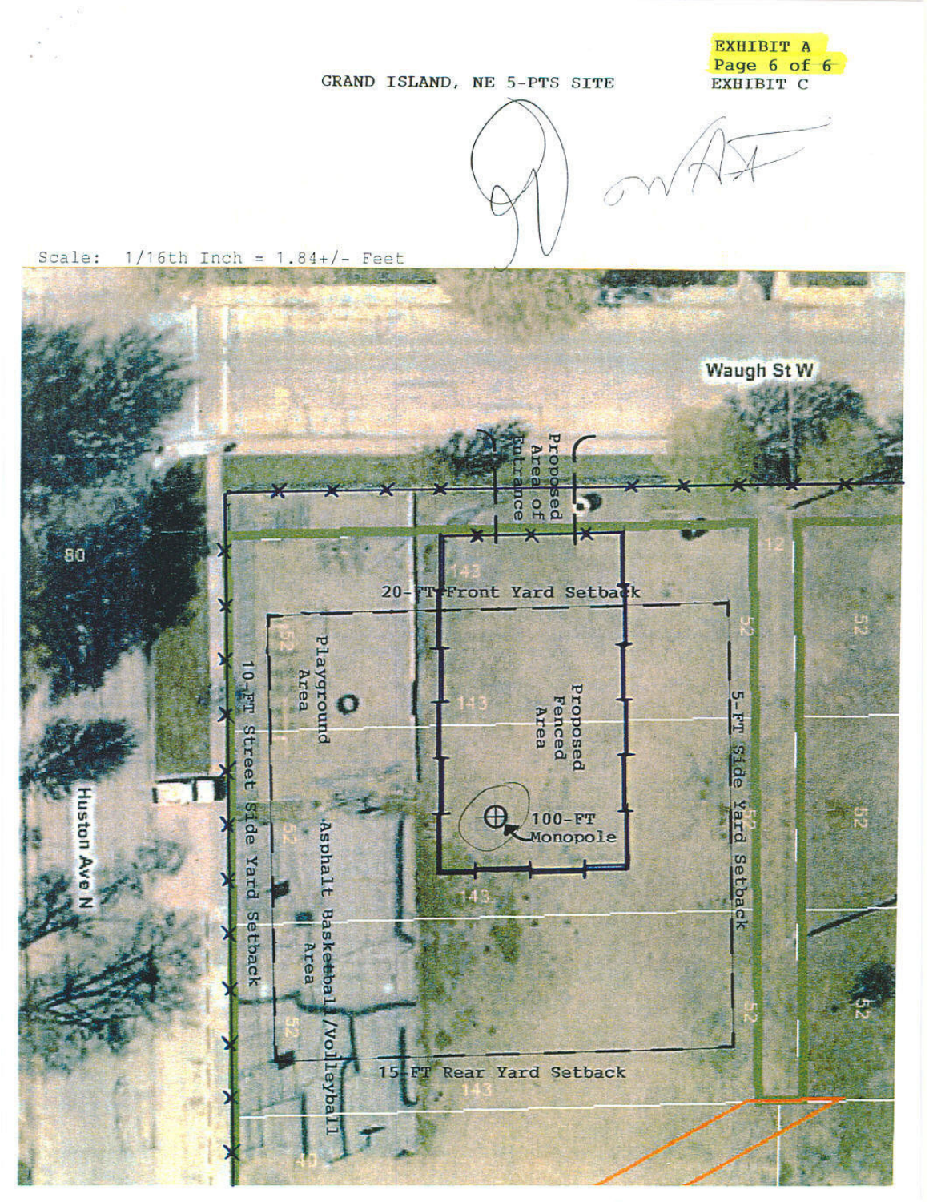EXHIBIT A
Page 6 of 6
EXHIBIT C

GRAND ISLAND, NE 5-PTS SITE

Scale: 1/16th Inch = 1.84+/- Feet

Waugh St W

Proposed Area of Entrance

20-FT Front Yard Setback

Playground Area

Proposed Fenced Area

100-FT Monopole

10-FT Street Side Yard Setback

5-FT Side Yard Setback

Asphalt Basketball/Volleyball Area

15-FT Rear Yard Setback

Huston Ave N